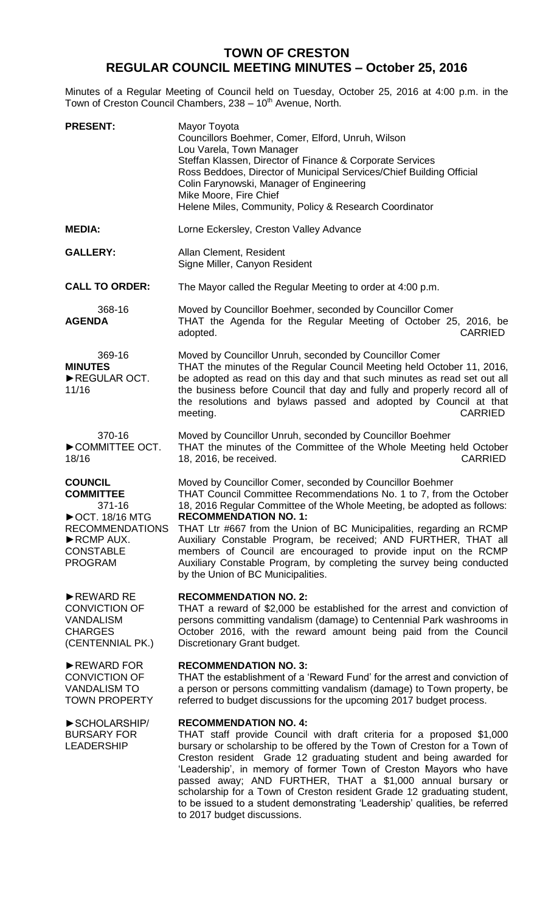# TOWN OF CRESTON
## REGULAR COUNCIL MEETING MINUTES – October 25, 2016

Minutes of a Regular Meeting of Council held on Tuesday, October 25, 2016 at 4:00 p.m. in the Town of Creston Council Chambers, 238 – 10th Avenue, North.

**PRESENT:** Mayor Toyota
Councillors Boehmer, Comer, Elford, Unruh, Wilson
Lou Varela, Town Manager
Steffan Klassen, Director of Finance & Corporate Services
Ross Beddoes, Director of Municipal Services/Chief Building Official
Colin Farynowski, Manager of Engineering
Mike Moore, Fire Chief
Helene Miles, Community, Policy & Research Coordinator

**MEDIA:** Lorne Eckersley, Creston Valley Advance

**GALLERY:** Allan Clement, Resident
Signe Miller, Canyon Resident

**CALL TO ORDER:** The Mayor called the Regular Meeting to order at 4:00 p.m.

368-16
**AGENDA**

Moved by Councillor Boehmer, seconded by Councillor Comer
THAT the Agenda for the Regular Meeting of October 25, 2016, be adopted. CARRIED

369-16
**MINUTES**
►REGULAR OCT. 11/16

Moved by Councillor Unruh, seconded by Councillor Comer
THAT the minutes of the Regular Council Meeting held October 11, 2016, be adopted as read on this day and that such minutes as read set out all the business before Council that day and fully and properly record all of the resolutions and bylaws passed and adopted by Council at that meeting. CARRIED

370-16
►COMMITTEE OCT. 18/16

Moved by Councillor Unruh, seconded by Councillor Boehmer
THAT the minutes of the Committee of the Whole Meeting held October 18, 2016, be received. CARRIED

**COUNCIL COMMITTEE**
371-16
►OCT. 18/16 MTG RECOMMENDATIONS
►RCMP AUX. CONSTABLE PROGRAM

Moved by Councillor Comer, seconded by Councillor Boehmer
THAT Council Committee Recommendations No. 1 to 7, from the October 18, 2016 Regular Committee of the Whole Meeting, be adopted as follows:
**RECOMMENDATION NO. 1:**
THAT Ltr #667 from the Union of BC Municipalities, regarding an RCMP Auxiliary Constable Program, be received; AND FURTHER, THAT all members of Council are encouraged to provide input on the RCMP Auxiliary Constable Program, by completing the survey being conducted by the Union of BC Municipalities.

►REWARD RE CONVICTION OF VANDALISM CHARGES (CENTENNIAL PK.)

**RECOMMENDATION NO. 2:**
THAT a reward of $2,000 be established for the arrest and conviction of persons committing vandalism (damage) to Centennial Park washrooms in October 2016, with the reward amount being paid from the Council Discretionary Grant budget.

►REWARD FOR CONVICTION OF VANDALISM TO TOWN PROPERTY

**RECOMMENDATION NO. 3:**
THAT the establishment of a 'Reward Fund' for the arrest and conviction of a person or persons committing vandalism (damage) to Town property, be referred to budget discussions for the upcoming 2017 budget process.

►SCHOLARSHIP/ BURSARY FOR LEADERSHIP

**RECOMMENDATION NO. 4:**
THAT staff provide Council with draft criteria for a proposed $1,000 bursary or scholarship to be offered by the Town of Creston for a Town of Creston resident Grade 12 graduating student and being awarded for 'Leadership', in memory of former Town of Creston Mayors who have passed away; AND FURTHER, THAT a $1,000 annual bursary or scholarship for a Town of Creston resident Grade 12 graduating student, to be issued to a student demonstrating 'Leadership' qualities, be referred to 2017 budget discussions.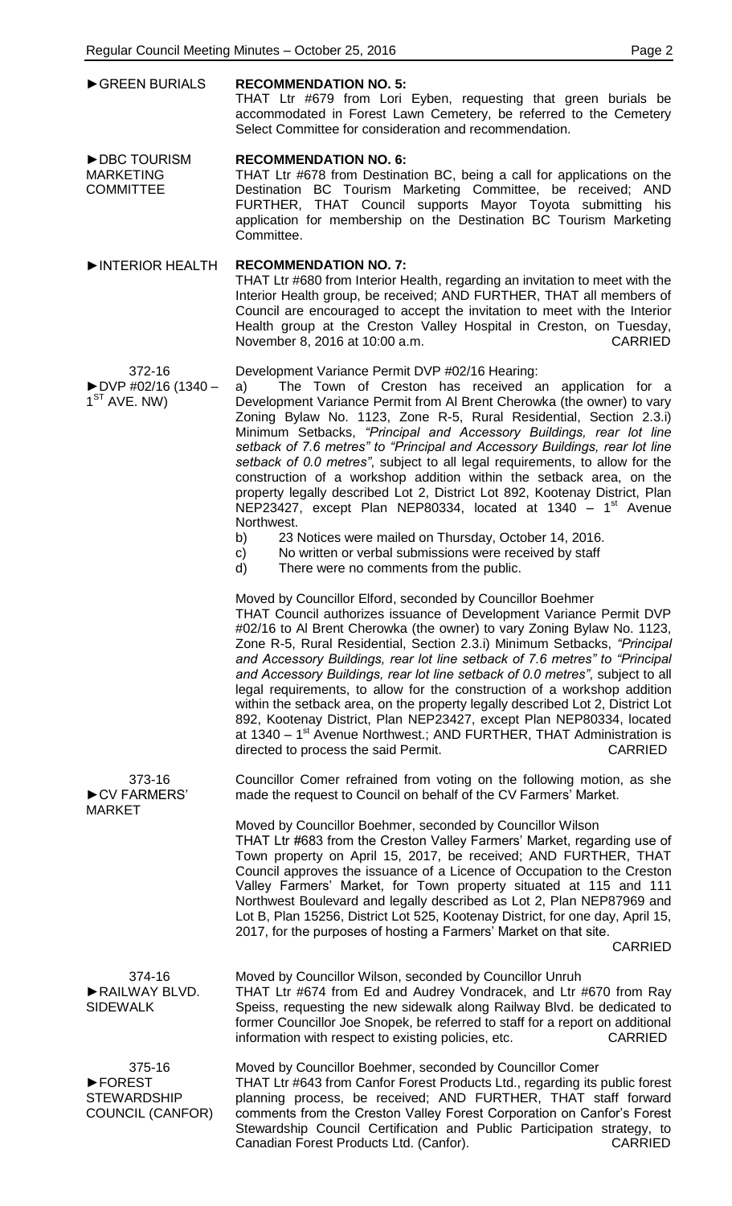**►GREEN BURIALS**

**RECOMMENDATION NO. 5:**
THAT Ltr #679 from Lori Eyben, requesting that green burials be accommodated in Forest Lawn Cemetery, be referred to the Cemetery Select Committee for consideration and recommendation.

**►DBC TOURISM MARKETING COMMITTEE**

**RECOMMENDATION NO. 6:**
THAT Ltr #678 from Destination BC, being a call for applications on the Destination BC Tourism Marketing Committee, be received; AND FURTHER, THAT Council supports Mayor Toyota submitting his application for membership on the Destination BC Tourism Marketing Committee.

**►INTERIOR HEALTH**

**RECOMMENDATION NO. 7:**
THAT Ltr #680 from Interior Health, regarding an invitation to meet with the Interior Health group, be received; AND FURTHER, THAT all members of Council are encouraged to accept the invitation to meet with the Interior Health group at the Creston Valley Hospital in Creston, on Tuesday, November 8, 2016 at 10:00 a.m. CARRIED

**372-16**
**►DVP #02/16 (1340 – 1ST AVE. NW)**

Development Variance Permit DVP #02/16 Hearing:

a) The Town of Creston has received an application for a Development Variance Permit from Al Brent Cherowka (the owner) to vary Zoning Bylaw No. 1123, Zone R-5, Rural Residential, Section 2.3.i) Minimum Setbacks, *"Principal and Accessory Buildings, rear lot line setback of 7.6 metres" to "Principal and Accessory Buildings, rear lot line setback of 0.0 metres"*, subject to all legal requirements, to allow for the construction of a workshop addition within the setback area, on the property legally described Lot 2, District Lot 892, Kootenay District, Plan NEP23427, except Plan NEP80334, located at 1340 – 1st Avenue Northwest.

b) 23 Notices were mailed on Thursday, October 14, 2016.

c) No written or verbal submissions were received by staff

d) There were no comments from the public.

Moved by Councillor Elford, seconded by Councillor Boehmer
THAT Council authorizes issuance of Development Variance Permit DVP #02/16 to Al Brent Cherowka (the owner) to vary Zoning Bylaw No. 1123, Zone R-5, Rural Residential, Section 2.3.i) Minimum Setbacks, *"Principal and Accessory Buildings, rear lot line setback of 7.6 metres" to "Principal and Accessory Buildings, rear lot line setback of 0.0 metres"*, subject to all legal requirements, to allow for the construction of a workshop addition within the setback area, on the property legally described Lot 2, District Lot 892, Kootenay District, Plan NEP23427, except Plan NEP80334, located at 1340 – 1st Avenue Northwest.; AND FURTHER, THAT Administration is directed to process the said Permit. CARRIED

**373-16**
**►CV FARMERS' MARKET**

Councillor Comer refrained from voting on the following motion, as she made the request to Council on behalf of the CV Farmers' Market.

Moved by Councillor Boehmer, seconded by Councillor Wilson
THAT Ltr #683 from the Creston Valley Farmers' Market, regarding use of Town property on April 15, 2017, be received; AND FURTHER, THAT Council approves the issuance of a Licence of Occupation to the Creston Valley Farmers' Market, for Town property situated at 115 and 111 Northwest Boulevard and legally described as Lot 2, Plan NEP87969 and Lot B, Plan 15256, District Lot 525, Kootenay District, for one day, April 15, 2017, for the purposes of hosting a Farmers' Market on that site.
CARRIED

**374-16**
**►RAILWAY BLVD. SIDEWALK**

Moved by Councillor Wilson, seconded by Councillor Unruh
THAT Ltr #674 from Ed and Audrey Vondracek, and Ltr #670 from Ray Speiss, requesting the new sidewalk along Railway Blvd. be dedicated to former Councillor Joe Snopek, be referred to staff for a report on additional information with respect to existing policies, etc. CARRIED

**375-16**
**►FOREST STEWARDSHIP COUNCIL (CANFOR)**

Moved by Councillor Boehmer, seconded by Councillor Comer
THAT Ltr #643 from Canfor Forest Products Ltd., regarding its public forest planning process, be received; AND FURTHER, THAT staff forward comments from the Creston Valley Forest Corporation on Canfor's Forest Stewardship Council Certification and Public Participation strategy, to Canadian Forest Products Ltd. (Canfor). CARRIED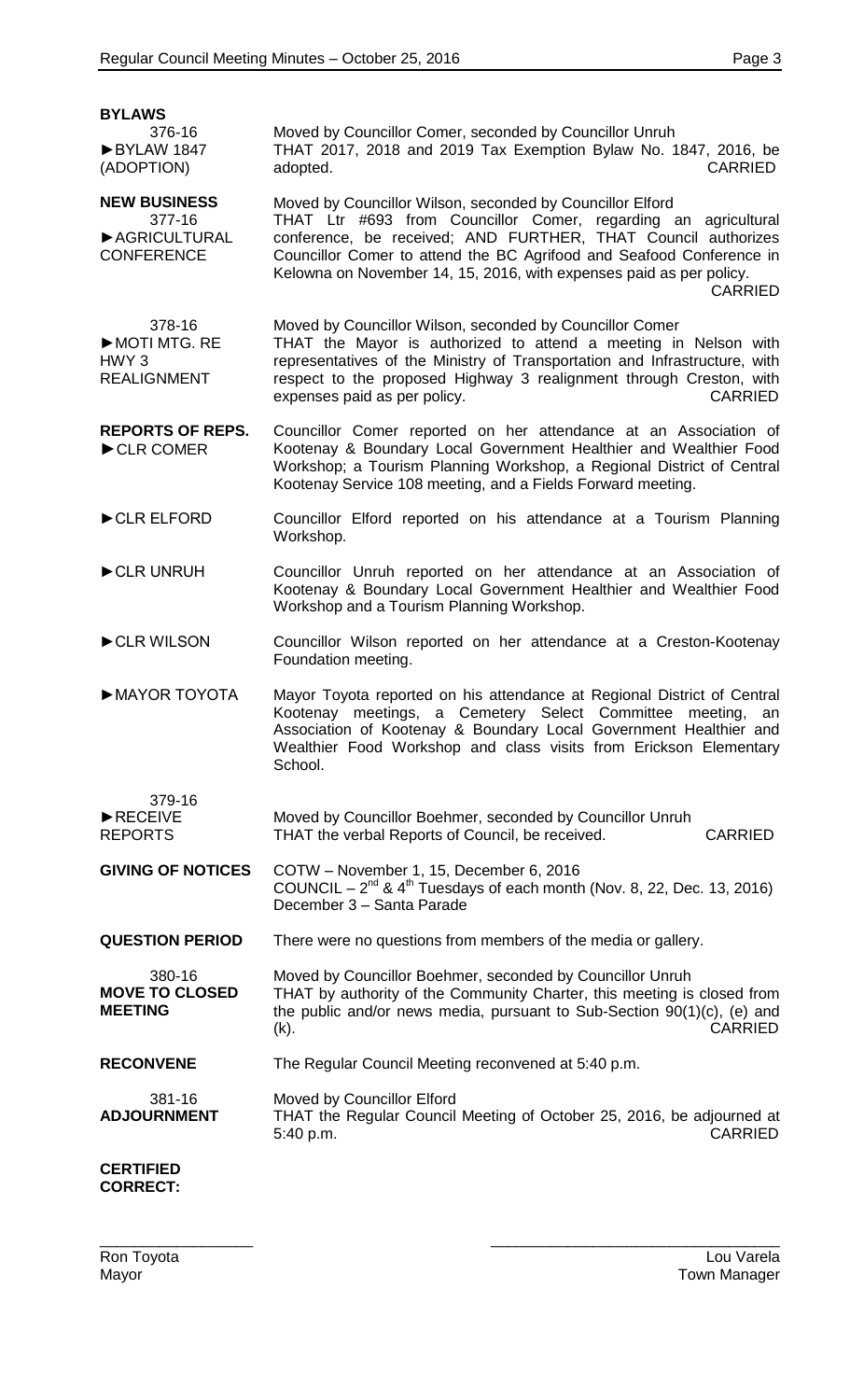**BYLAWS**

376-16
►BYLAW 1847
(ADOPTION)

Moved by Councillor Comer, seconded by Councillor Unruh
THAT 2017, 2018 and 2019 Tax Exemption Bylaw No. 1847, 2016, be adopted. CARRIED

**NEW BUSINESS**

377-16
►AGRICULTURAL CONFERENCE

Moved by Councillor Wilson, seconded by Councillor Elford
THAT Ltr #693 from Councillor Comer, regarding an agricultural conference, be received; AND FURTHER, THAT Council authorizes Councillor Comer to attend the BC Agrifood and Seafood Conference in Kelowna on November 14, 15, 2016, with expenses paid as per policy. CARRIED

378-16
►MOTI MTG. RE HWY 3 REALIGNMENT

Moved by Councillor Wilson, seconded by Councillor Comer
THAT the Mayor is authorized to attend a meeting in Nelson with representatives of the Ministry of Transportation and Infrastructure, with respect to the proposed Highway 3 realignment through Creston, with expenses paid as per policy. CARRIED

**REPORTS OF REPS.**

►CLR COMER

Councillor Comer reported on her attendance at an Association of Kootenay & Boundary Local Government Healthier and Wealthier Food Workshop; a Tourism Planning Workshop, a Regional District of Central Kootenay Service 108 meeting, and a Fields Forward meeting.

►CLR ELFORD

Councillor Elford reported on his attendance at a Tourism Planning Workshop.

►CLR UNRUH

Councillor Unruh reported on her attendance at an Association of Kootenay & Boundary Local Government Healthier and Wealthier Food Workshop and a Tourism Planning Workshop.

►CLR WILSON

Councillor Wilson reported on her attendance at a Creston-Kootenay Foundation meeting.

►MAYOR TOYOTA

Mayor Toyota reported on his attendance at Regional District of Central Kootenay meetings, a Cemetery Select Committee meeting, an Association of Kootenay & Boundary Local Government Healthier and Wealthier Food Workshop and class visits from Erickson Elementary School.

379-16
►RECEIVE REPORTS

Moved by Councillor Boehmer, seconded by Councillor Unruh
THAT the verbal Reports of Council, be received. CARRIED

**GIVING OF NOTICES**

COTW – November 1, 15, December 6, 2016
COUNCIL – 2nd & 4th Tuesdays of each month (Nov. 8, 22, Dec. 13, 2016)
December 3 – Santa Parade

**QUESTION PERIOD**

There were no questions from members of the media or gallery.

380-16
**MOVE TO CLOSED MEETING**

Moved by Councillor Boehmer, seconded by Councillor Unruh
THAT by authority of the Community Charter, this meeting is closed from the public and/or news media, pursuant to Sub-Section 90(1)(c), (e) and (k). CARRIED

**RECONVENE**

The Regular Council Meeting reconvened at 5:40 p.m.

381-16
**ADJOURNMENT**

Moved by Councillor Elford
THAT the Regular Council Meeting of October 25, 2016, be adjourned at 5:40 p.m. CARRIED

**CERTIFIED CORRECT:**

\_\_\_\_\_\_\_\_\_\_\_\_\_\_\_\_\_\_
Ron Toyota
Mayor

\_\_\_\_\_\_\_\_\_\_\_\_\_\_\_\_\_\_
Lou Varela
Town Manager